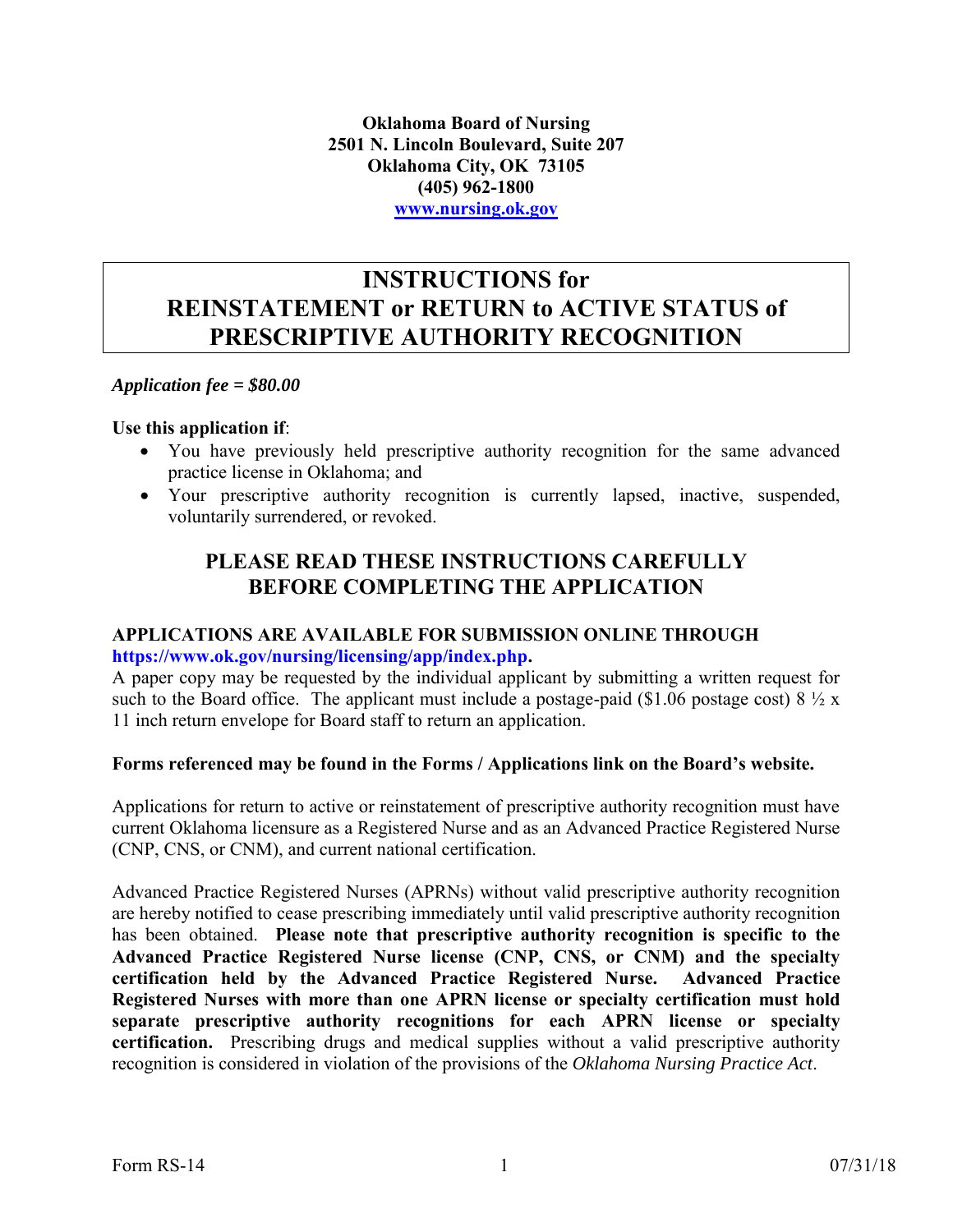**Oklahoma Board of Nursing**
**2501 N. Lincoln Boulevard, Suite 207**
**Oklahoma City, OK 73105**
**(405) 962-1800**
**www.nursing.ok.gov**

# INSTRUCTIONS for REINSTATEMENT or RETURN to ACTIVE STATUS of PRESCRIPTIVE AUTHORITY RECOGNITION

***Application fee = $80.00***

**Use this application if**:

- You have previously held prescriptive authority recognition for the same advanced practice license in Oklahoma; and
- Your prescriptive authority recognition is currently lapsed, inactive, suspended, voluntarily surrendered, or revoked.

## PLEASE READ THESE INSTRUCTIONS CAREFULLY BEFORE COMPLETING THE APPLICATION

**APPLICATIONS ARE AVAILABLE FOR SUBMISSION ONLINE THROUGH https://www.ok.gov/nursing/licensing/app/index.php.**

A paper copy may be requested by the individual applicant by submitting a written request for such to the Board office. The applicant must include a postage-paid ($1.06 postage cost) 8 ½ x 11 inch return envelope for Board staff to return an application.

**Forms referenced may be found in the Forms / Applications link on the Board's website.**

Applications for return to active or reinstatement of prescriptive authority recognition must have current Oklahoma licensure as a Registered Nurse and as an Advanced Practice Registered Nurse (CNP, CNS, or CNM), and current national certification.

Advanced Practice Registered Nurses (APRNs) without valid prescriptive authority recognition are hereby notified to cease prescribing immediately until valid prescriptive authority recognition has been obtained. **Please note that prescriptive authority recognition is specific to the Advanced Practice Registered Nurse license (CNP, CNS, or CNM) and the specialty certification held by the Advanced Practice Registered Nurse. Advanced Practice Registered Nurses with more than one APRN license or specialty certification must hold separate prescriptive authority recognitions for each APRN license or specialty certification.** Prescribing drugs and medical supplies without a valid prescriptive authority recognition is considered in violation of the provisions of the *Oklahoma Nursing Practice Act*.

Form RS-14 07/31/18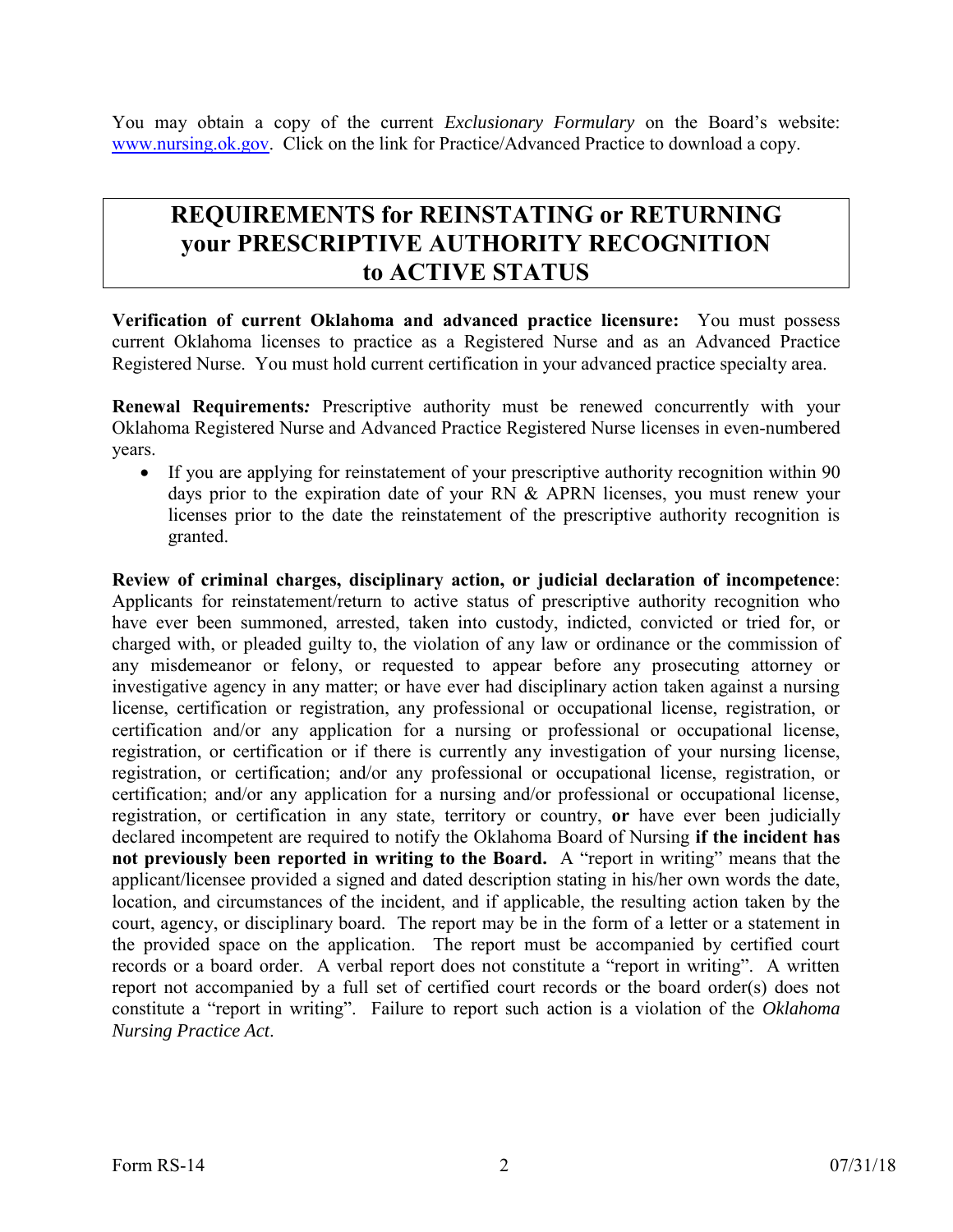You may obtain a copy of the current *Exclusionary Formulary* on the Board's website: [www.nursing.ok.gov](http://www.nursing.ok.gov). Click on the link for Practice/Advanced Practice to download a copy.

## REQUIREMENTS for REINSTATING or RETURNING your PRESCRIPTIVE AUTHORITY RECOGNITION to ACTIVE STATUS

**Verification of current Oklahoma and advanced practice licensure:** You must possess current Oklahoma licenses to practice as a Registered Nurse and as an Advanced Practice Registered Nurse. You must hold current certification in your advanced practice specialty area.

**Renewal Requirements*:*** Prescriptive authority must be renewed concurrently with your Oklahoma Registered Nurse and Advanced Practice Registered Nurse licenses in even-numbered years.

- If you are applying for reinstatement of your prescriptive authority recognition within 90 days prior to the expiration date of your RN & APRN licenses, you must renew your licenses prior to the date the reinstatement of the prescriptive authority recognition is granted.

**Review of criminal charges, disciplinary action, or judicial declaration of incompetence**: Applicants for reinstatement/return to active status of prescriptive authority recognition who have ever been summoned, arrested, taken into custody, indicted, convicted or tried for, or charged with, or pleaded guilty to, the violation of any law or ordinance or the commission of any misdemeanor or felony, or requested to appear before any prosecuting attorney or investigative agency in any matter; or have ever had disciplinary action taken against a nursing license, certification or registration, any professional or occupational license, registration, or certification and/or any application for a nursing or professional or occupational license, registration, or certification or if there is currently any investigation of your nursing license, registration, or certification; and/or any professional or occupational license, registration, or certification; and/or any application for a nursing and/or professional or occupational license, registration, or certification in any state, territory or country, **or** have ever been judicially declared incompetent are required to notify the Oklahoma Board of Nursing **if the incident has not previously been reported in writing to the Board.** A "report in writing" means that the applicant/licensee provided a signed and dated description stating in his/her own words the date, location, and circumstances of the incident, and if applicable, the resulting action taken by the court, agency, or disciplinary board. The report may be in the form of a letter or a statement in the provided space on the application. The report must be accompanied by certified court records or a board order. A verbal report does not constitute a "report in writing". A written report not accompanied by a full set of certified court records or the board order(s) does not constitute a "report in writing". Failure to report such action is a violation of the *Oklahoma Nursing Practice Act*.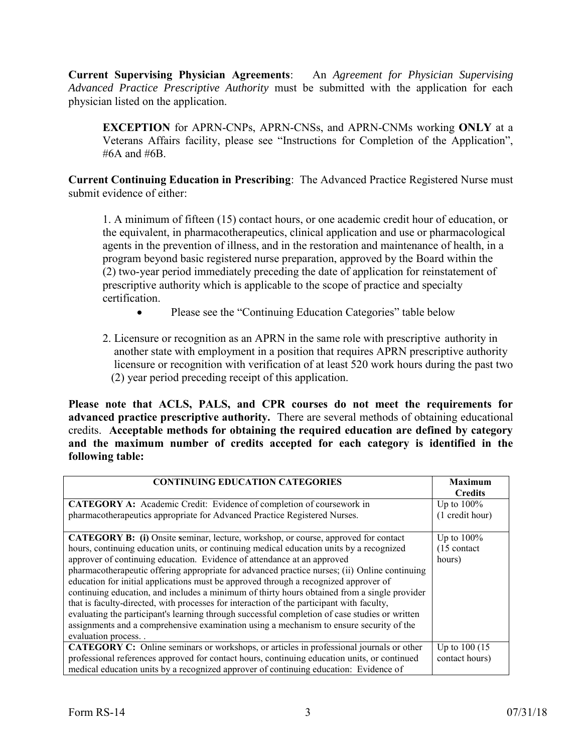**Current Supervising Physician Agreements**: An *Agreement for Physician Supervising Advanced Practice Prescriptive Authority* must be submitted with the application for each physician listed on the application.

> **EXCEPTION** for APRN-CNPs, APRN-CNSs, and APRN-CNMs working **ONLY** at a Veterans Affairs facility, please see "Instructions for Completion of the Application", #6A and #6B.

**Current Continuing Education in Prescribing**: The Advanced Practice Registered Nurse must submit evidence of either:

1. A minimum of fifteen (15) contact hours, or one academic credit hour of education, or the equivalent, in pharmacotherapeutics, clinical application and use or pharmacological agents in the prevention of illness, and in the restoration and maintenance of health, in a program beyond basic registered nurse preparation, approved by the Board within the (2) two-year period immediately preceding the date of application for reinstatement of prescriptive authority which is applicable to the scope of practice and specialty certification.
    - Please see the "Continuing Education Categories" table below

2. Licensure or recognition as an APRN in the same role with prescriptive authority in another state with employment in a position that requires APRN prescriptive authority licensure or recognition with verification of at least 520 work hours during the past two (2) year period preceding receipt of this application.

**Please note that ACLS, PALS, and CPR courses do not meet the requirements for advanced practice prescriptive authority.** There are several methods of obtaining educational credits. **Acceptable methods for obtaining the required education are defined by category and the maximum number of credits accepted for each category is identified in the following table:**

| **CONTINUING EDUCATION CATEGORIES** | **Maximum Credits** |
|---|---|
| **CATEGORY A:** Academic Credit: Evidence of completion of coursework in pharmacotherapeutics appropriate for Advanced Practice Registered Nurses. | Up to 100% (1 credit hour) |
| **CATEGORY B: (i)** Onsite **s**eminar, lecture, workshop, or course, approved for contact hours, continuing education units, or continuing medical education units by a recognized approver of continuing education. Evidence of attendance at an approved pharmacotherapeutic offering appropriate for advanced practice nurses; (ii) Online continuing education for initial applications must be approved through a recognized approver of continuing education, and includes a minimum of thirty hours obtained from a single provider that is faculty-directed, with processes for interaction of the participant with faculty, evaluating the participant's learning through successful completion of case studies or written assignments and a comprehensive examination using a mechanism to ensure security of the evaluation process. . | Up to 100% (15 contact hours) |
| **CATEGORY C:** Online seminars or workshops, or articles in professional journals or other professional references approved for contact hours, continuing education units, or continued medical education units by a recognized approver of continuing education: Evidence of | Up to 100 (15 contact hours) |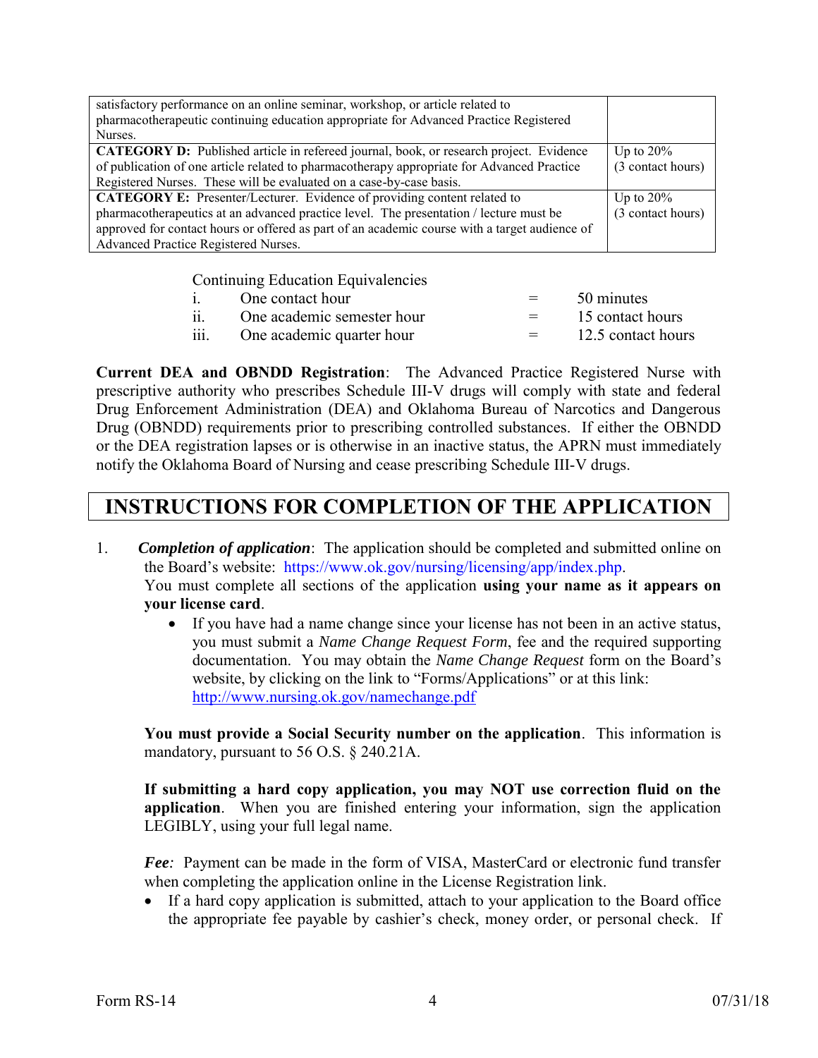| | |
|---|---|
| satisfactory performance on an online seminar, workshop, or article related to pharmacotherapeutic continuing education appropriate for Advanced Practice Registered Nurses. | |
| **CATEGORY D:** Published article in refereed journal, book, or research project. Evidence of publication of one article related to pharmacotherapy appropriate for Advanced Practice Registered Nurses. These will be evaluated on a case-by-case basis. | Up to 20% (3 contact hours) |
| **CATEGORY E:** Presenter/Lecturer. Evidence of providing content related to pharmacotherapeutics at an advanced practice level. The presentation / lecture must be approved for contact hours or offered as part of an academic course with a target audience of Advanced Practice Registered Nurses. | Up to 20% (3 contact hours) |

Continuing Education Equivalencies

| | | | |
|---|---|---|---|
| i. | One contact hour | = | 50 minutes |
| ii. | One academic semester hour | = | 15 contact hours |
| iii. | One academic quarter hour | = | 12.5 contact hours |

**Current DEA and OBNDD Registration**: The Advanced Practice Registered Nurse with prescriptive authority who prescribes Schedule III-V drugs will comply with state and federal Drug Enforcement Administration (DEA) and Oklahoma Bureau of Narcotics and Dangerous Drug (OBNDD) requirements prior to prescribing controlled substances. If either the OBNDD or the DEA registration lapses or is otherwise in an inactive status, the APRN must immediately notify the Oklahoma Board of Nursing and cease prescribing Schedule III-V drugs.

# INSTRUCTIONS FOR COMPLETION OF THE APPLICATION

1. ***Completion of application***: The application should be completed and submitted online on the Board's website: https://www.ok.gov/nursing/licensing/app/index.php.
   You must complete all sections of the application **using your name as it appears on your license card**.
   - If you have had a name change since your license has not been in an active status, you must submit a *Name Change Request Form*, fee and the required supporting documentation. You may obtain the *Name Change Request* form on the Board's website, by clicking on the link to "Forms/Applications" or at this link: http://www.nursing.ok.gov/namechange.pdf

   **You must provide a Social Security number on the application**. This information is mandatory, pursuant to 56 O.S. § 240.21A.

   **If submitting a hard copy application, you may NOT use correction fluid on the application**. When you are finished entering your information, sign the application LEGIBLY, using your full legal name.

   ***Fee:*** Payment can be made in the form of VISA, MasterCard or electronic fund transfer when completing the application online in the License Registration link.
   - If a hard copy application is submitted, attach to your application to the Board office the appropriate fee payable by cashier's check, money order, or personal check. If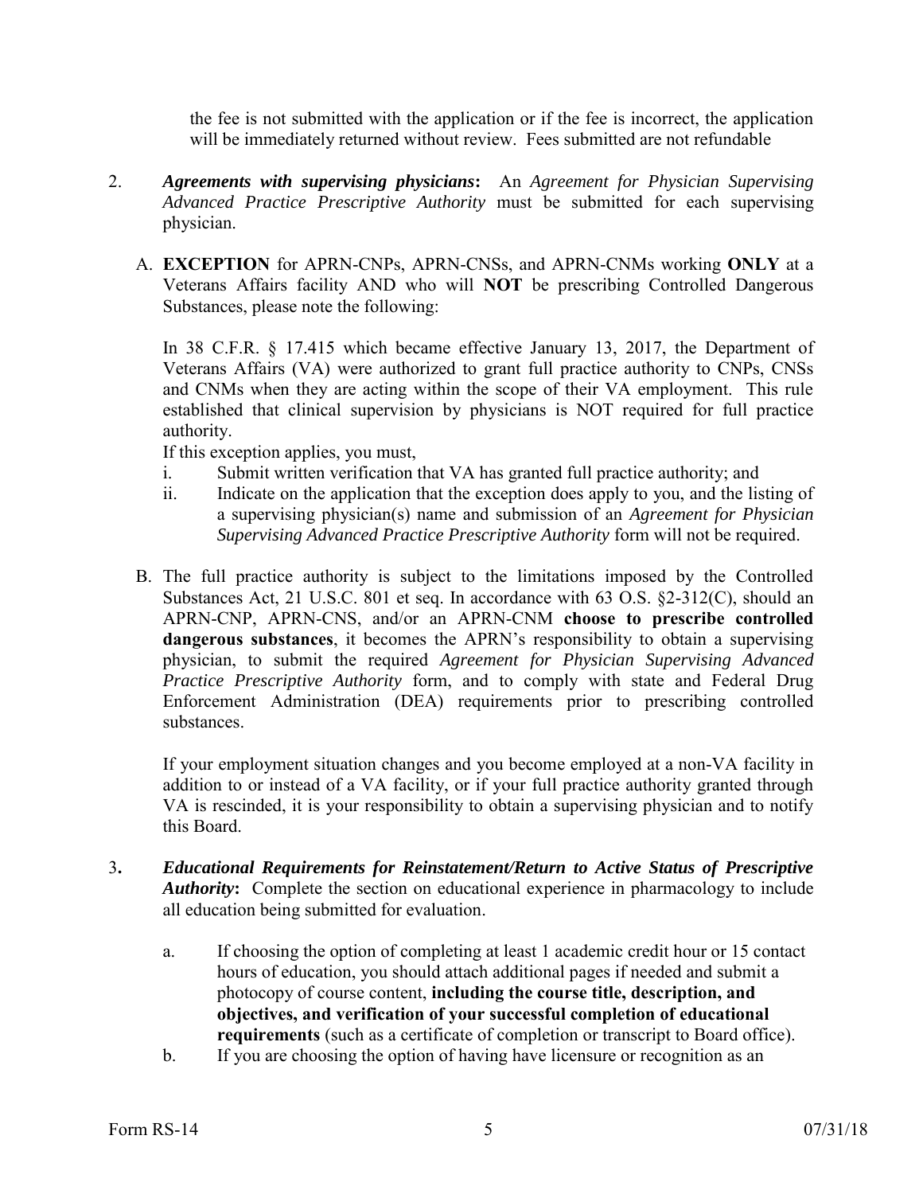the fee is not submitted with the application or if the fee is incorrect, the application will be immediately returned without review. Fees submitted are not refundable

2. ***Agreements with supervising physicians*:** An *Agreement for Physician Supervising Advanced Practice Prescriptive Authority* must be submitted for each supervising physician.

   A. **EXCEPTION** for APRN-CNPs, APRN-CNSs, and APRN-CNMs working **ONLY** at a Veterans Affairs facility AND who will **NOT** be prescribing Controlled Dangerous Substances, please note the following:

      In 38 C.F.R. § 17.415 which became effective January 13, 2017, the Department of Veterans Affairs (VA) were authorized to grant full practice authority to CNPs, CNSs and CNMs when they are acting within the scope of their VA employment. This rule established that clinical supervision by physicians is NOT required for full practice authority.

      If this exception applies, you must,

      i. Submit written verification that VA has granted full practice authority; and
      ii. Indicate on the application that the exception does apply to you, and the listing of a supervising physician(s) name and submission of an *Agreement for Physician Supervising Advanced Practice Prescriptive Authority* form will not be required.

   B. The full practice authority is subject to the limitations imposed by the Controlled Substances Act, 21 U.S.C. 801 et seq. In accordance with 63 O.S. §2-312(C), should an APRN-CNP, APRN-CNS, and/or an APRN-CNM **choose to prescribe controlled dangerous substances**, it becomes the APRN's responsibility to obtain a supervising physician, to submit the required *Agreement for Physician Supervising Advanced Practice Prescriptive Authority* form, and to comply with state and Federal Drug Enforcement Administration (DEA) requirements prior to prescribing controlled substances.

      If your employment situation changes and you become employed at a non-VA facility in addition to or instead of a VA facility, or if your full practice authority granted through VA is rescinded, it is your responsibility to obtain a supervising physician and to notify this Board.

3**.** ***Educational Requirements for Reinstatement/Return to Active Status of Prescriptive Authority*:** Complete the section on educational experience in pharmacology to include all education being submitted for evaluation.

   a. If choosing the option of completing at least 1 academic credit hour or 15 contact hours of education, you should attach additional pages if needed and submit a photocopy of course content, **including the course title, description, and objectives, and verification of your successful completion of educational requirements** (such as a certificate of completion or transcript to Board office).
   b. If you are choosing the option of having have licensure or recognition as an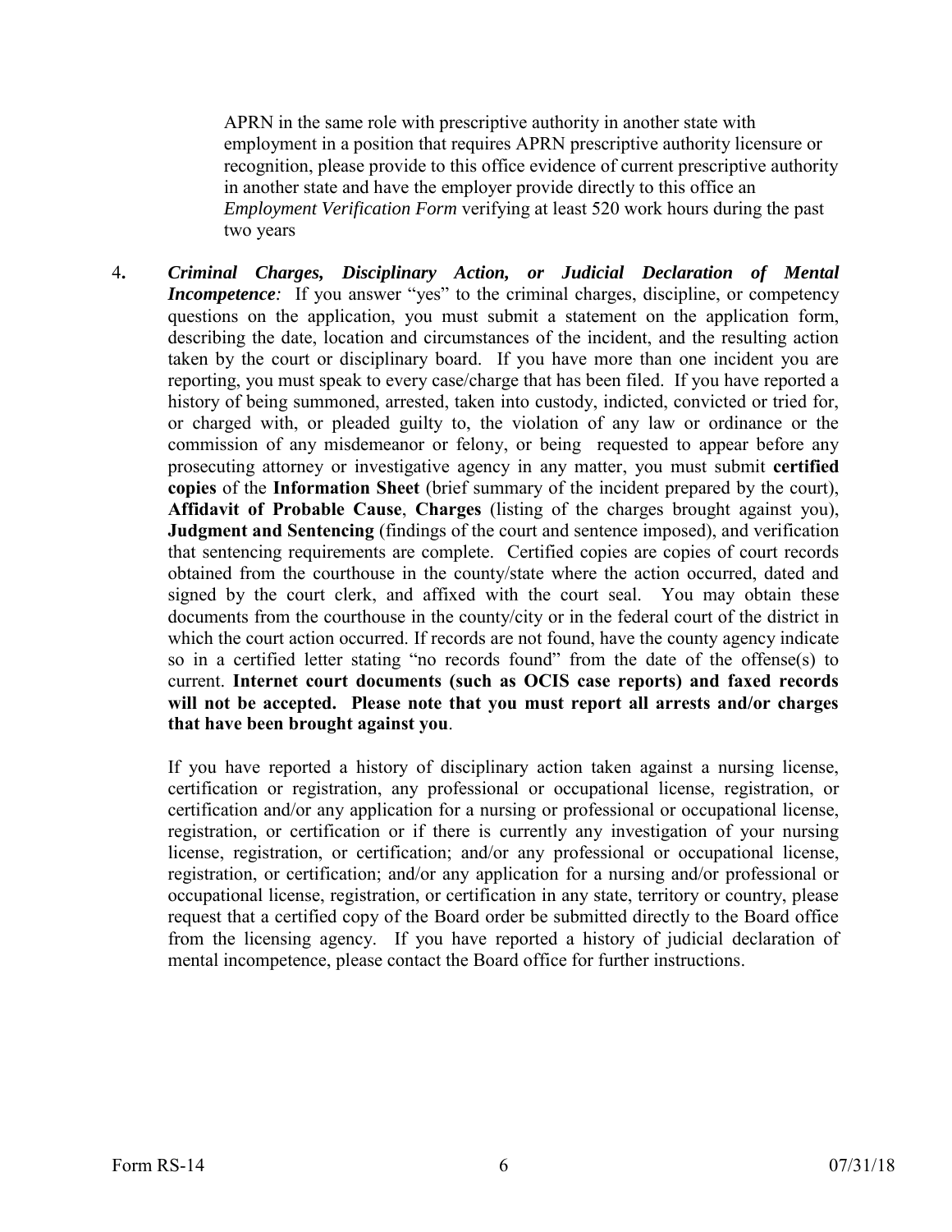APRN in the same role with prescriptive authority in another state with employment in a position that requires APRN prescriptive authority licensure or recognition, please provide to this office evidence of current prescriptive authority in another state and have the employer provide directly to this office an *Employment Verification Form* verifying at least 520 work hours during the past two years

4. ***Criminal Charges, Disciplinary Action, or Judicial Declaration of Mental Incompetence:*** If you answer "yes" to the criminal charges, discipline, or competency questions on the application, you must submit a statement on the application form, describing the date, location and circumstances of the incident, and the resulting action taken by the court or disciplinary board. If you have more than one incident you are reporting, you must speak to every case/charge that has been filed. If you have reported a history of being summoned, arrested, taken into custody, indicted, convicted or tried for, or charged with, or pleaded guilty to, the violation of any law or ordinance or the commission of any misdemeanor or felony, or being requested to appear before any prosecuting attorney or investigative agency in any matter, you must submit **certified copies** of the **Information Sheet** (brief summary of the incident prepared by the court), **Affidavit of Probable Cause**, **Charges** (listing of the charges brought against you), **Judgment and Sentencing** (findings of the court and sentence imposed), and verification that sentencing requirements are complete. Certified copies are copies of court records obtained from the courthouse in the county/state where the action occurred, dated and signed by the court clerk, and affixed with the court seal. You may obtain these documents from the courthouse in the county/city or in the federal court of the district in which the court action occurred. If records are not found, have the county agency indicate so in a certified letter stating "no records found" from the date of the offense(s) to current. **Internet court documents (such as OCIS case reports) and faxed records will not be accepted. Please note that you must report all arrests and/or charges that have been brought against you**.

   If you have reported a history of disciplinary action taken against a nursing license, certification or registration, any professional or occupational license, registration, or certification and/or any application for a nursing or professional or occupational license, registration, or certification or if there is currently any investigation of your nursing license, registration, or certification; and/or any professional or occupational license, registration, or certification; and/or any application for a nursing and/or professional or occupational license, registration, or certification in any state, territory or country, please request that a certified copy of the Board order be submitted directly to the Board office from the licensing agency. If you have reported a history of judicial declaration of mental incompetence, please contact the Board office for further instructions.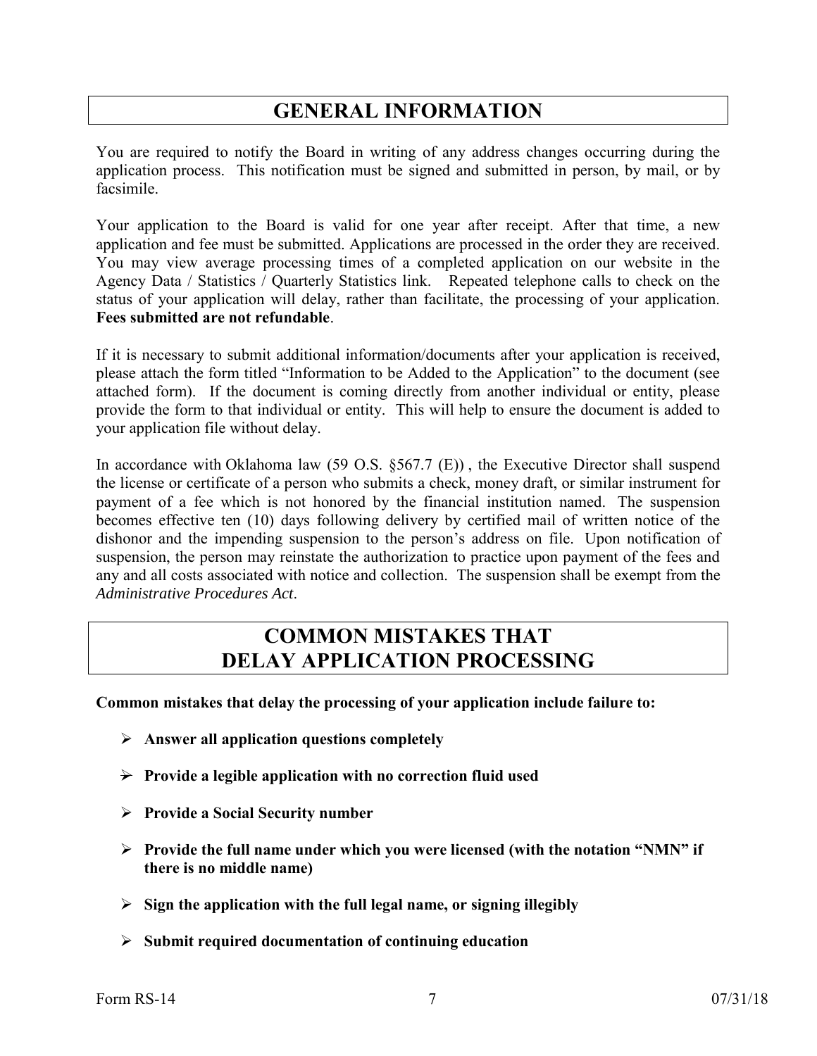## GENERAL INFORMATION

You are required to notify the Board in writing of any address changes occurring during the application process. This notification must be signed and submitted in person, by mail, or by facsimile.

Your application to the Board is valid for one year after receipt. After that time, a new application and fee must be submitted. Applications are processed in the order they are received. You may view average processing times of a completed application on our website in the Agency Data / Statistics / Quarterly Statistics link. Repeated telephone calls to check on the status of your application will delay, rather than facilitate, the processing of your application. **Fees submitted are not refundable**.

If it is necessary to submit additional information/documents after your application is received, please attach the form titled "Information to be Added to the Application" to the document (see attached form). If the document is coming directly from another individual or entity, please provide the form to that individual or entity. This will help to ensure the document is added to your application file without delay.

In accordance with Oklahoma law (59 O.S. §567.7 (E)) , the Executive Director shall suspend the license or certificate of a person who submits a check, money draft, or similar instrument for payment of a fee which is not honored by the financial institution named. The suspension becomes effective ten (10) days following delivery by certified mail of written notice of the dishonor and the impending suspension to the person's address on file. Upon notification of suspension, the person may reinstate the authorization to practice upon payment of the fees and any and all costs associated with notice and collection. The suspension shall be exempt from the *Administrative Procedures Act*.

## COMMON MISTAKES THAT DELAY APPLICATION PROCESSING

**Common mistakes that delay the processing of your application include failure to:**

- **Answer all application questions completely**
- **Provide a legible application with no correction fluid used**
- **Provide a Social Security number**
- **Provide the full name under which you were licensed (with the notation "NMN" if there is no middle name)**
- **Sign the application with the full legal name, or signing illegibly**
- **Submit required documentation of continuing education**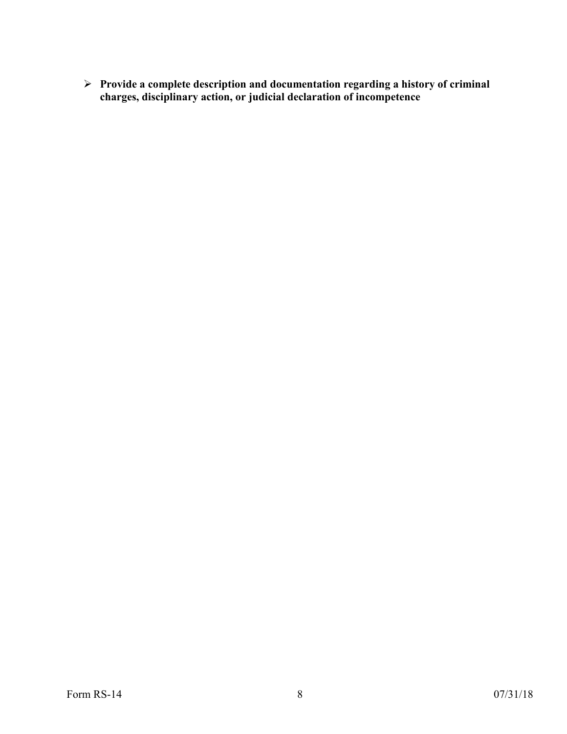- **Provide a complete description and documentation regarding a history of criminal charges, disciplinary action, or judicial declaration of incompetence**